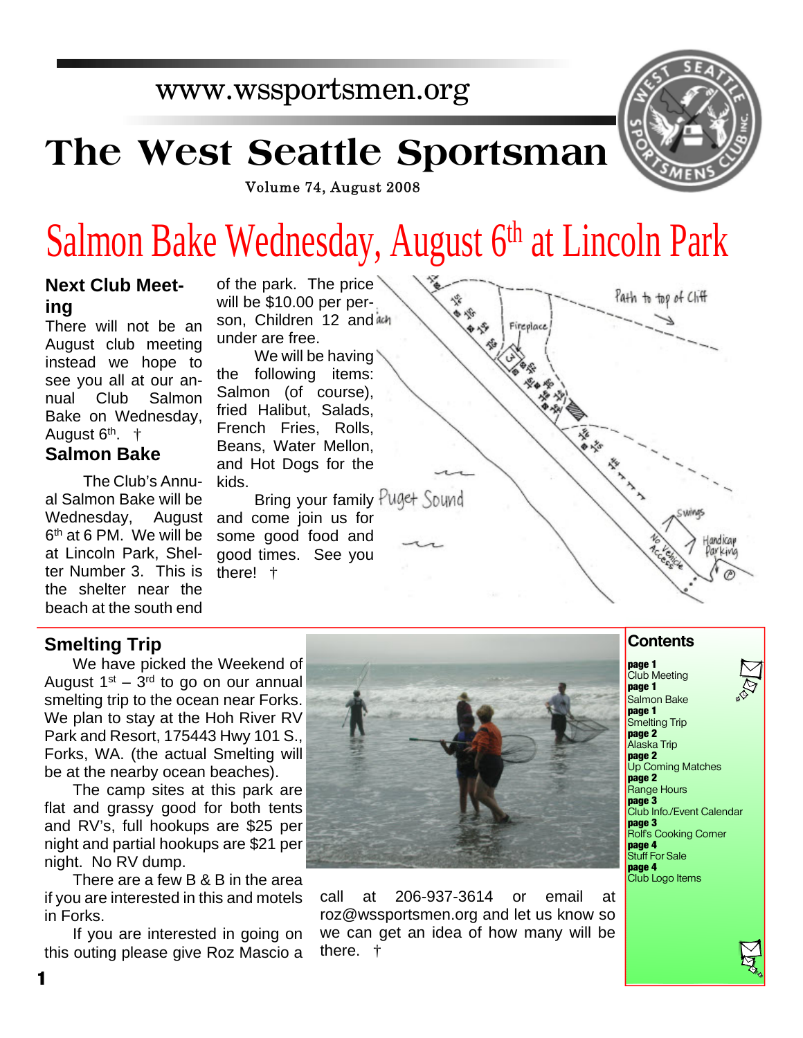www.wssportsmen.org

# The West Seattle Sportsman

Volume 74, August 2008

# Salmon Bake Wednesday, August 6th at Lincoln Park

## Next Club Meeting

There will not be an August club meeting instead we hope to see you all at our annual Club Salmon Bake on Wednesday, August 6th. †

## Salmon Bake

The Club's Annual Salmon Bake will be Wednesday, August 6th at 6 PM. We will be at Lincoln Park, Shelter Number 3. This is the shelter near the beach at the south end of the park. The price will be $10.00 per person, Children 12 and under are free.

We will be having the following items: Salmon (of course), fried Halibut, Salads, French Fries, Rolls, Beans, Water Mellon, and Hot Dogs for the kids.

Bring your family and come join us for some good food and good times. See you there! †

## Smelting Trip

We have picked the Weekend of August 1st – 3rd to go on our annual smelting trip to the ocean near Forks. We plan to stay at the Hoh River RV Park and Resort, 175443 Hwy 101 S., Forks, WA. (the actual Smelting will be at the nearby ocean beaches).

The camp sites at this park are flat and grassy good for both tents and RV's, full hookups are $25 per night and partial hookups are $21 per night. No RV dump.

There are a few B & B in the area if you are interested in this and motels in Forks.

If you are interested in going on this outing please give Roz Mascio a call at 206-937-3614 or email at roz@wssportsmen.org and let us know so we can get an idea of how many will be there. †

## Contents

**page 1** Club Meeting
**page 1** Salmon Bake
**page 1** Smelting Trip
**page 2** Alaska Trip
**page 2** Up Coming Matches
**page 2** Range Hours
**page 3** Club Info./Event Calendar
**page 3** Rolf's Cooking Corner
**page 4** Stuff For Sale
**page 4** Club Logo Items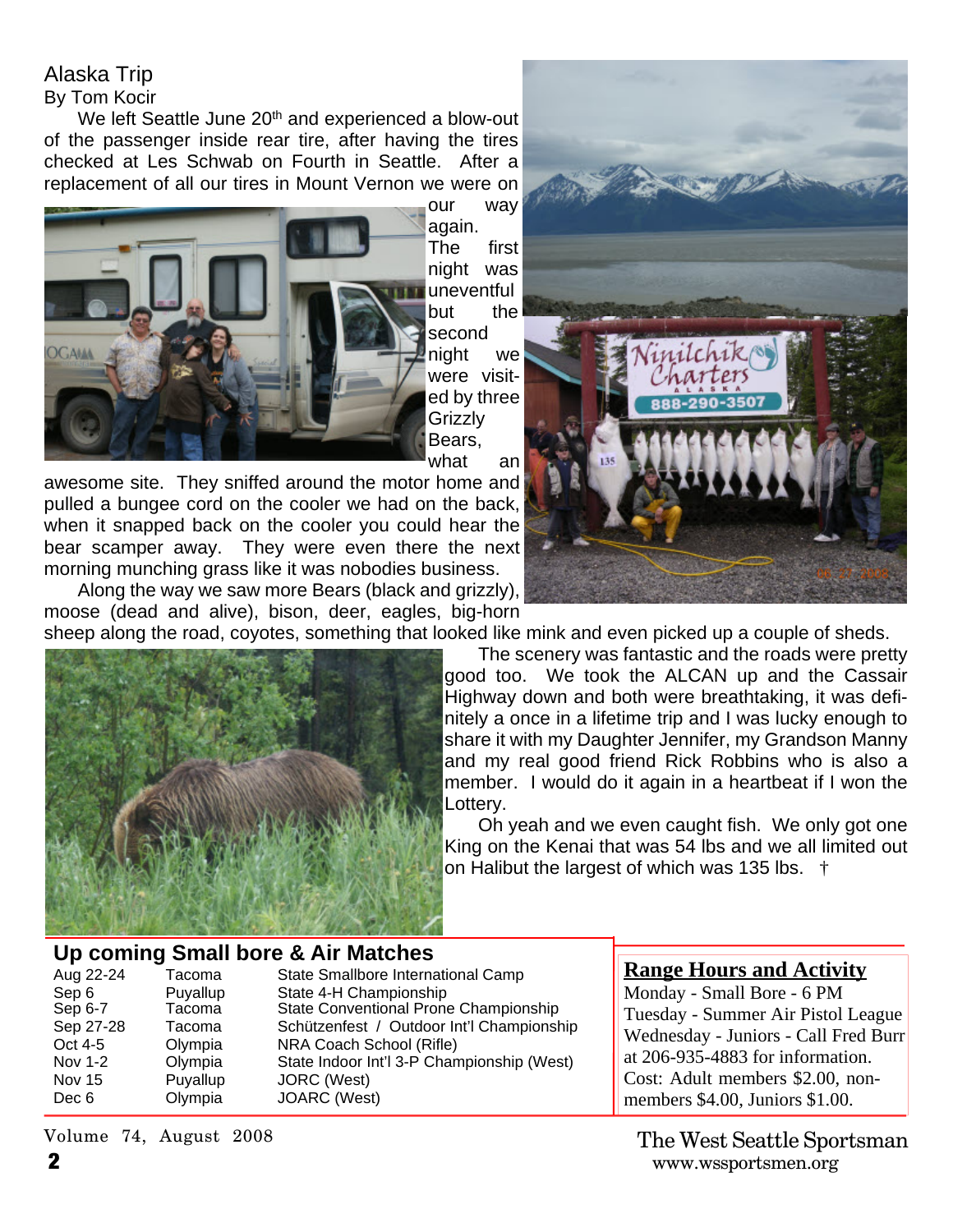## Alaska Trip

By Tom Kocir

We left Seattle June 20th and experienced a blow-out of the passenger inside rear tire, after having the tires checked at Les Schwab on Fourth in Seattle. After a replacement of all our tires in Mount Vernon we were on our way again. The first night was uneventful but the second night we were visited by three Grizzly Bears, what an awesome site. They sniffed around the motor home and pulled a bungee cord on the cooler we had on the back, when it snapped back on the cooler you could hear the bear scamper away. They were even there the next morning munching grass like it was nobodies business.

Along the way we saw more Bears (black and grizzly), moose (dead and alive), bison, deer, eagles, big-horn sheep along the road, coyotes, something that looked like mink and even picked up a couple of sheds.

The scenery was fantastic and the roads were pretty good too. We took the ALCAN up and the Cassair Highway down and both were breathtaking, it was definitely a once in a lifetime trip and I was lucky enough to share it with my Daughter Jennifer, my Grandson Manny and my real good friend Rick Robbins who is also a member. I would do it again in a heartbeat if I won the Lottery.

Oh yeah and we even caught fish. We only got one King on the Kenai that was 54 lbs and we all limited out on Halibut the largest of which was 135 lbs. †

## Up coming Small bore & Air Matches

| Date | Location | Event |
|---|---|---|
| Aug 22-24 | Tacoma | State Smallbore International Camp |
| Sep 6 | Puyallup | State 4-H Championship |
| Sep 6-7 | Tacoma | State Conventional Prone Championship |
| Sep 27-28 | Tacoma | Schützenfest / Outdoor Int'l Championship |
| Oct 4-5 | Olympia | NRA Coach School (Rifle) |
| Nov 1-2 | Olympia | State Indoor Int'l 3-P Championship (West) |
| Nov 15 | Puyallup | JORC (West) |
| Dec 6 | Olympia | JOARC (West) |

## Range Hours and Activity

Monday - Small Bore - 6 PM
Tuesday - Summer Air Pistol League
Wednesday - Juniors - Call Fred Burr at 206-935-4883 for information.
Cost: Adult members $2.00, non-members $4.00, Juniors $1.00.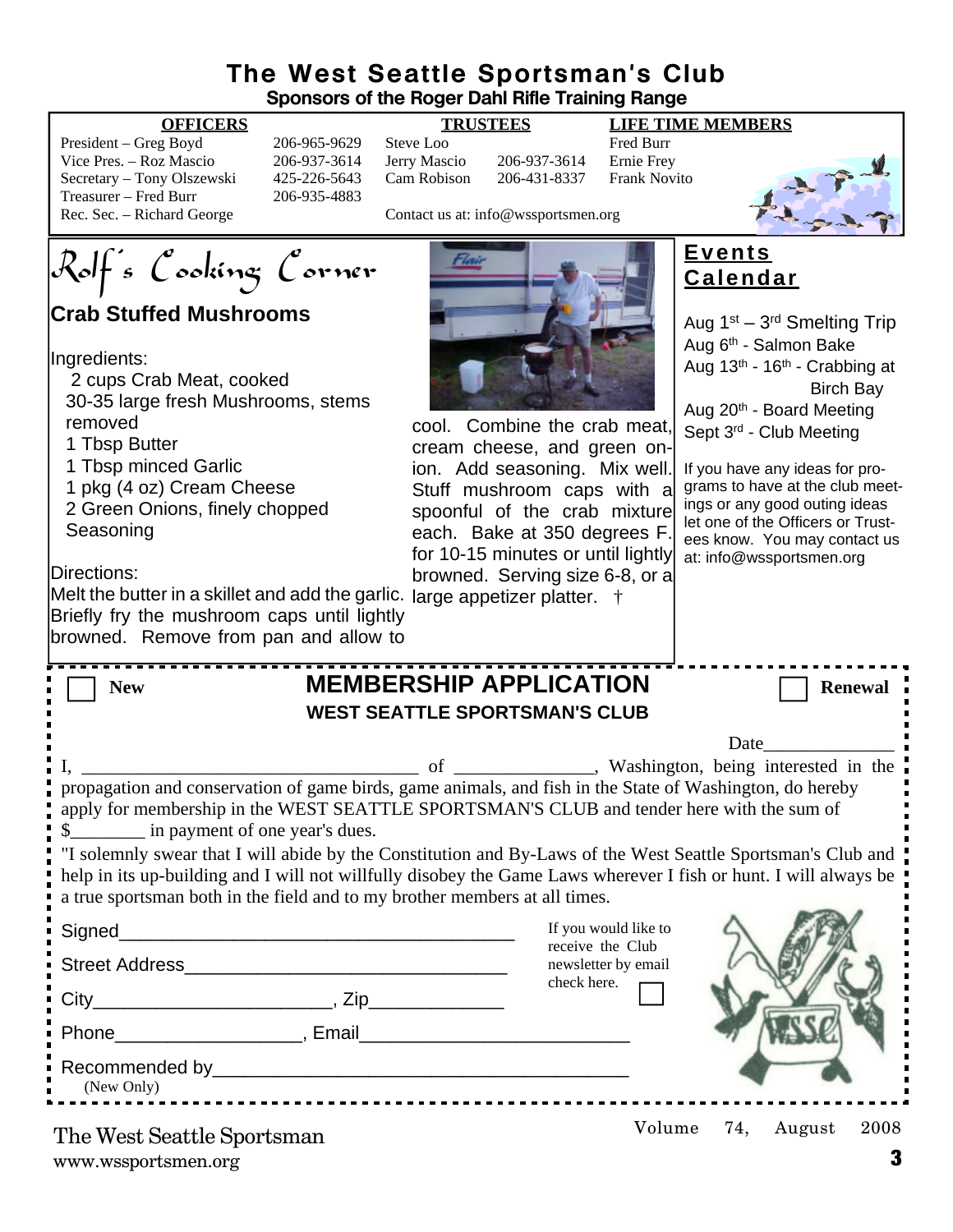# The West Seattle Sportsman's Club

**Sponsors of the Roger Dahl Rifle Training Range**

| OFFICERS | | TRUSTEES | | LIFE TIME MEMBERS |
|---|---|---|---|---|
| President – Greg Boyd | 206-965-9629 | Steve Loo | | Fred Burr |
| Vice Pres. – Roz Mascio | 206-937-3614 | Jerry Mascio | 206-937-3614 | Ernie Frey |
| Secretary – Tony Olszewski | 425-226-5643 | Cam Robison | 206-431-8337 | Frank Novito |
| Treasurer – Fred Burr | 206-935-4883 | | | |
| Rec. Sec. – Richard George | | Contact us at: info@wssportsmen.org | | |

## Rolf's Cooking Corner

### Crab Stuffed Mushrooms

Ingredients:

- 2 cups Crab Meat, cooked
- 30-35 large fresh Mushrooms, stems removed
- 1 Tbsp Butter
- 1 Tbsp minced Garlic
- 1 pkg (4 oz) Cream Cheese
- 2 Green Onions, finely chopped
- Seasoning

Directions:

Melt the butter in a skillet and add the garlic. Briefly fry the mushroom caps until lightly browned. Remove from pan and allow to cool. Combine the crab meat, cream cheese, and green onion. Add seasoning. Mix well. Stuff mushroom caps with a spoonful of the crab mixture each. Bake at 350 degrees F. for 10-15 minutes or until lightly browned. Serving size 6-8, or a large appetizer platter. †

## Events Calendar

- Aug 1st – 3rd Smelting Trip
- Aug 6th - Salmon Bake
- Aug 13th - 16th - Crabbing at Birch Bay
- Aug 20th - Board Meeting
- Sept 3rd - Club Meeting

If you have any ideas for programs to have at the club meetings or any good outing ideas let one of the Officers or Trustees know. You may contact us at: info@wssportsmen.org

## MEMBERSHIP APPLICATION

**WEST SEATTLE SPORTSMAN'S CLUB**

☐ New ☐ Renewal

Date______________

I, ____________________________________ of _______________, Washington, being interested in the propagation and conservation of game birds, game animals, and fish in the State of Washington, do hereby apply for membership in the WEST SEATTLE SPORTSMAN'S CLUB and tender here with the sum of $________ in payment of one year's dues.

"I solemnly swear that I will abide by the Constitution and By-Laws of the West Seattle Sportsman's Club and help in its up-building and I will not willfully disobey the Game Laws wherever I fish or hunt. I will always be a true sportsman both in the field and to my brother members at all times.

Signed________________________________________

Street Address________________________________

City________________________, Zip_____________

Phone__________________, Email__________________________

Recommended by__________________________________________
(New Only)

If you would like to receive the Club newsletter by email check here. ☐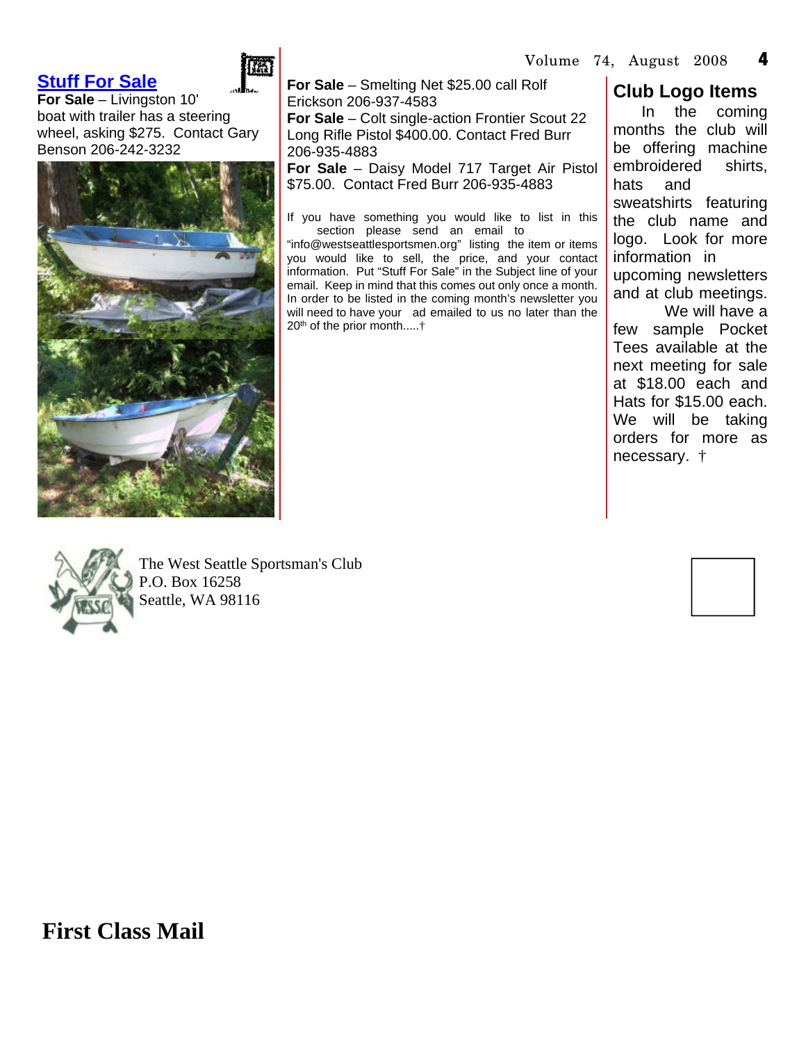## Stuff For Sale

**For Sale** – Livingston 10' boat with trailer has a steering wheel, asking $275. Contact Gary Benson 206-242-3232

**For Sale** – Smelting Net $25.00 call Rolf Erickson 206-937-4583

**For Sale** – Colt single-action Frontier Scout 22 Long Rifle Pistol $400.00. Contact Fred Burr 206-935-4883

**For Sale** – Daisy Model 717 Target Air Pistol $75.00. Contact Fred Burr 206-935-4883

If you have something you would like to list in this section please send an email to "info@westseattlesportsmen.org" listing the item or items you would like to sell, the price, and your contact information. Put "Stuff For Sale" in the Subject line of your email. Keep in mind that this comes out only once a month. In order to be listed in the coming month's newsletter you will need to have your ad emailed to us no later than the 20th of the prior month.....†

## Club Logo Items

In the coming months the club will be offering machine embroidered shirts, hats and sweatshirts featuring the club name and logo. Look for more information in upcoming newsletters and at club meetings.

We will have a few sample Pocket Tees available at the next meeting for sale at $18.00 each and Hats for $15.00 each. We will be taking orders for more as necessary. †

The West Seattle Sportsman's Club
P.O. Box 16258
Seattle, WA 98116

**First Class Mail**